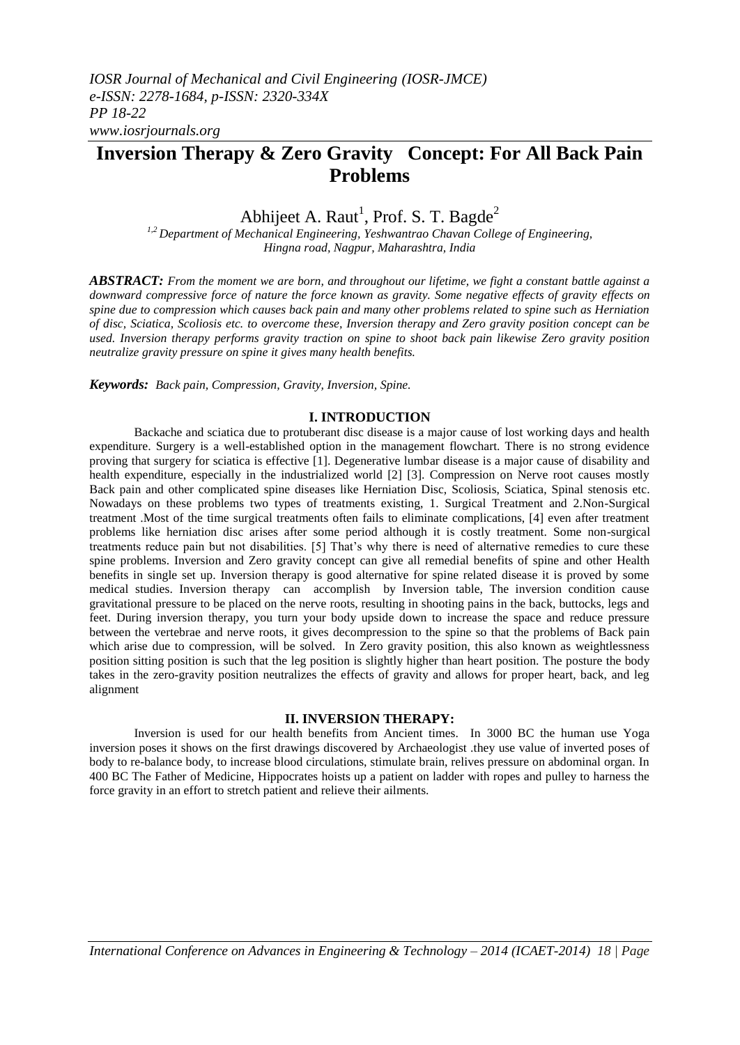# Inversion Therapy & Zero Gravity Concept: For All Back Pain Problems

Abhijeet A. Raut[1], Prof. S. T. Bagde[2]

[1,2] *Department of Mechanical Engineering, Yeshwantrao Chavan College of Engineering, Hingna road, Nagpur, Maharashtra, India*

***ABSTRACT:*** *From the moment we are born, and throughout our lifetime, we fight a constant battle against a downward compressive force of nature the force known as gravity. Some negative effects of gravity effects on spine due to compression which causes back pain and many other problems related to spine such as Herniation of disc, Sciatica, Scoliosis etc. to overcome these, Inversion therapy and Zero gravity position concept can be used. Inversion therapy performs gravity traction on spine to shoot back pain likewise Zero gravity position neutralize gravity pressure on spine it gives many health benefits.*

***Keywords:*** *Back pain, Compression, Gravity, Inversion, Spine.*

## I. INTRODUCTION

Backache and sciatica due to protuberant disc disease is a major cause of lost working days and health expenditure. Surgery is a well-established option in the management flowchart. There is no strong evidence proving that surgery for sciatica is effective [1]. Degenerative lumbar disease is a major cause of disability and health expenditure, especially in the industrialized world [2] [3]. Compression on Nerve root causes mostly Back pain and other complicated spine diseases like Herniation Disc, Scoliosis, Sciatica, Spinal stenosis etc. Nowadays on these problems two types of treatments existing, 1. Surgical Treatment and 2.Non-Surgical treatment .Most of the time surgical treatments often fails to eliminate complications, [4] even after treatment problems like herniation disc arises after some period although it is costly treatment. Some non-surgical treatments reduce pain but not disabilities. [5] That's why there is need of alternative remedies to cure these spine problems. Inversion and Zero gravity concept can give all remedial benefits of spine and other Health benefits in single set up. Inversion therapy is good alternative for spine related disease it is proved by some medical studies. Inversion therapy can accomplish by Inversion table, The inversion condition cause gravitational pressure to be placed on the nerve roots, resulting in shooting pains in the back, buttocks, legs and feet. During inversion therapy, you turn your body upside down to increase the space and reduce pressure between the vertebrae and nerve roots, it gives decompression to the spine so that the problems of Back pain which arise due to compression, will be solved. In Zero gravity position, this also known as weightlessness position sitting position is such that the leg position is slightly higher than heart position. The posture the body takes in the zero-gravity position neutralizes the effects of gravity and allows for proper heart, back, and leg alignment

## II. INVERSION THERAPY:

Inversion is used for our health benefits from Ancient times. In 3000 BC the human use Yoga inversion poses it shows on the first drawings discovered by Archaeologist .they use value of inverted poses of body to re-balance body, to increase blood circulations, stimulate brain, relives pressure on abdominal organ. In 400 BC The Father of Medicine, Hippocrates hoists up a patient on ladder with ropes and pulley to harness the force gravity in an effort to stretch patient and relieve their ailments.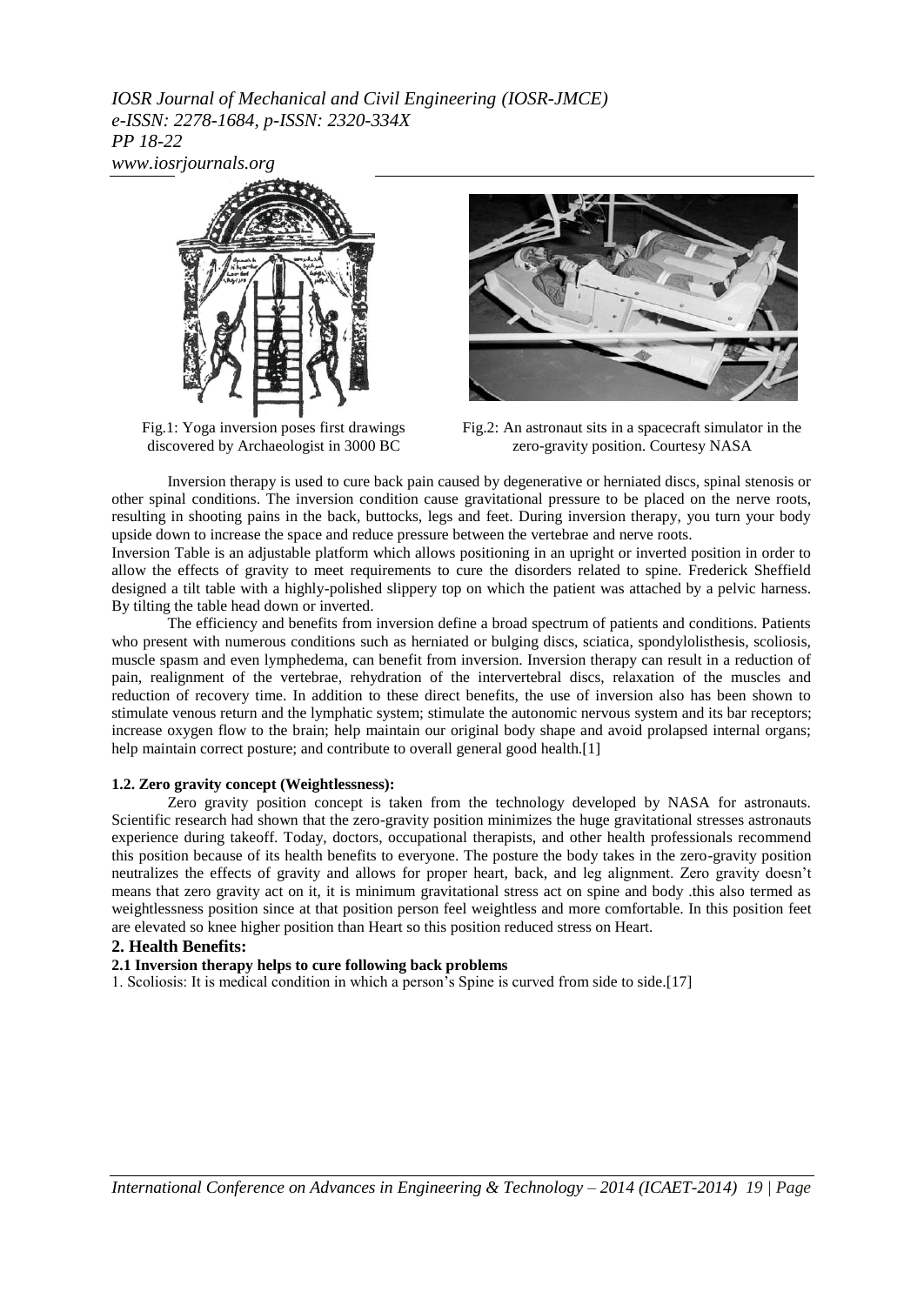Fig.1: Yoga inversion poses first drawings discovered by Archaeologist in 3000 BC

Fig.2: An astronaut sits in a spacecraft simulator in the zero-gravity position. Courtesy NASA

Inversion therapy is used to cure back pain caused by degenerative or herniated discs, spinal stenosis or other spinal conditions. The inversion condition cause gravitational pressure to be placed on the nerve roots, resulting in shooting pains in the back, buttocks, legs and feet. During inversion therapy, you turn your body upside down to increase the space and reduce pressure between the vertebrae and nerve roots.

Inversion Table is an adjustable platform which allows positioning in an upright or inverted position in order to allow the effects of gravity to meet requirements to cure the disorders related to spine. Frederick Sheffield designed a tilt table with a highly-polished slippery top on which the patient was attached by a pelvic harness. By tilting the table head down or inverted.

The efficiency and benefits from inversion define a broad spectrum of patients and conditions. Patients who present with numerous conditions such as herniated or bulging discs, sciatica, spondylolisthesis, scoliosis, muscle spasm and even lymphedema, can benefit from inversion. Inversion therapy can result in a reduction of pain, realignment of the vertebrae, rehydration of the intervertebral discs, relaxation of the muscles and reduction of recovery time. In addition to these direct benefits, the use of inversion also has been shown to stimulate venous return and the lymphatic system; stimulate the autonomic nervous system and its bar receptors; increase oxygen flow to the brain; help maintain our original body shape and avoid prolapsed internal organs; help maintain correct posture; and contribute to overall general good health.[1]

### 1.2. Zero gravity concept (Weightlessness):

Zero gravity position concept is taken from the technology developed by NASA for astronauts. Scientific research had shown that the zero-gravity position minimizes the huge gravitational stresses astronauts experience during takeoff. Today, doctors, occupational therapists, and other health professionals recommend this position because of its health benefits to everyone. The posture the body takes in the zero-gravity position neutralizes the effects of gravity and allows for proper heart, back, and leg alignment. Zero gravity doesn't means that zero gravity act on it, it is minimum gravitational stress act on spine and body .this also termed as weightlessness position since at that position person feel weightless and more comfortable. In this position feet are elevated so knee higher position than Heart so this position reduced stress on Heart.

## 2. Health Benefits:

### 2.1 Inversion therapy helps to cure following back problems

1. Scoliosis: It is medical condition in which a person's Spine is curved from side to side.[17]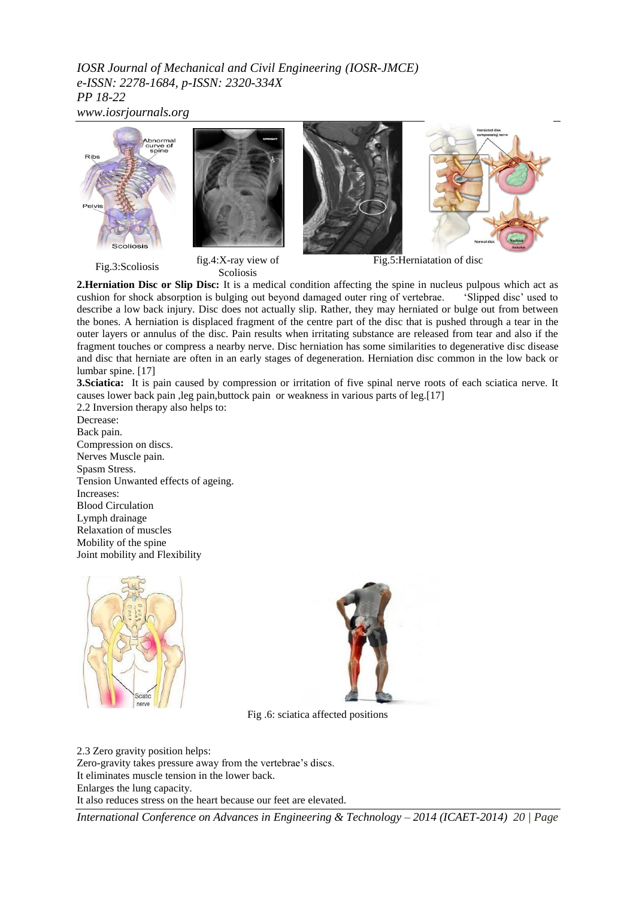Fig.3:Scoliosis

fig.4:X-ray view of Scoliosis

Fig.5:Herniatation of disc

**2.Herniation Disc or Slip Disc:** It is a medical condition affecting the spine in nucleus pulpous which act as cushion for shock absorption is bulging out beyond damaged outer ring of vertebrae. 'Slipped disc' used to describe a low back injury. Disc does not actually slip. Rather, they may herniated or bulge out from between the bones. A herniation is displaced fragment of the centre part of the disc that is pushed through a tear in the outer layers or annulus of the disc. Pain results when irritating substance are released from tear and also if the fragment touches or compress a nearby nerve. Disc herniation has some similarities to degenerative disc disease and disc that herniate are often in an early stages of degeneration. Herniation disc common in the low back or lumbar spine. [17]

**3.Sciatica:** It is pain caused by compression or irritation of five spinal nerve roots of each sciatica nerve. It causes lower back pain ,leg pain,buttock pain or weakness in various parts of leg.[17]

2.2 Inversion therapy also helps to:

Decrease:
Back pain.
Compression on discs.
Nerves Muscle pain.
Spasm Stress.
Tension Unwanted effects of ageing.

Increases:
Blood Circulation
Lymph drainage
Relaxation of muscles
Mobility of the spine
Joint mobility and Flexibility

Fig .6: sciatica affected positions

2.3 Zero gravity position helps:

Zero-gravity takes pressure away from the vertebrae's discs.
It eliminates muscle tension in the lower back.
Enlarges the lung capacity.
It also reduces stress on the heart because our feet are elevated.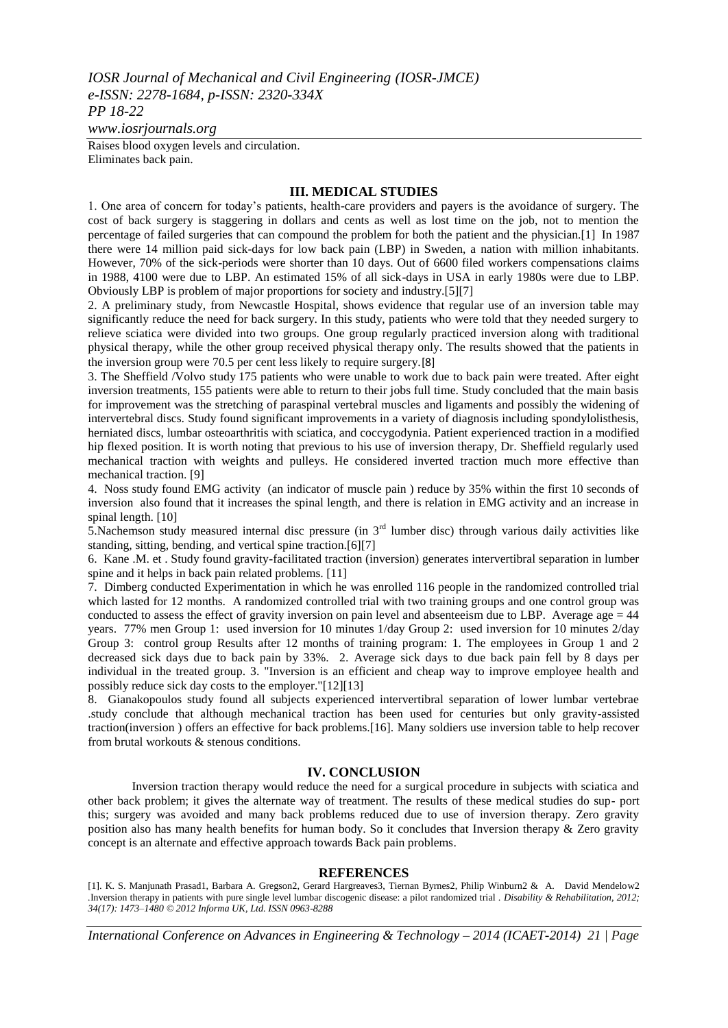Raises blood oxygen levels and circulation.
Eliminates back pain.

## III. MEDICAL STUDIES

1. One area of concern for today's patients, health-care providers and payers is the avoidance of surgery. The cost of back surgery is staggering in dollars and cents as well as lost time on the job, not to mention the percentage of failed surgeries that can compound the problem for both the patient and the physician.[1] In 1987 there were 14 million paid sick-days for low back pain (LBP) in Sweden, a nation with million inhabitants. However, 70% of the sick-periods were shorter than 10 days. Out of 6600 filed workers compensations claims in 1988, 4100 were due to LBP. An estimated 15% of all sick-days in USA in early 1980s were due to LBP. Obviously LBP is problem of major proportions for society and industry.[5][7]

2. A preliminary study, from Newcastle Hospital, shows evidence that regular use of an inversion table may significantly reduce the need for back surgery. In this study, patients who were told that they needed surgery to relieve sciatica were divided into two groups. One group regularly practiced inversion along with traditional physical therapy, while the other group received physical therapy only. The results showed that the patients in the inversion group were 70.5 per cent less likely to require surgery.[8]

3. The Sheffield /Volvo study 175 patients who were unable to work due to back pain were treated. After eight inversion treatments, 155 patients were able to return to their jobs full time. Study concluded that the main basis for improvement was the stretching of paraspinal vertebral muscles and ligaments and possibly the widening of intervertebral discs. Study found significant improvements in a variety of diagnosis including spondylolisthesis, herniated discs, lumbar osteoarthritis with sciatica, and coccygodynia. Patient experienced traction in a modified hip flexed position. It is worth noting that previous to his use of inversion therapy, Dr. Sheffield regularly used mechanical traction with weights and pulleys. He considered inverted traction much more effective than mechanical traction. [9]

4. Noss study found EMG activity (an indicator of muscle pain ) reduce by 35% within the first 10 seconds of inversion also found that it increases the spinal length, and there is relation in EMG activity and an increase in spinal length. [10]

5.Nachemson study measured internal disc pressure (in 3rd lumber disc) through various daily activities like standing, sitting, bending, and vertical spine traction.[6][7]

6. Kane .M. et . Study found gravity-facilitated traction (inversion) generates intervertibral separation in lumber spine and it helps in back pain related problems. [11]

7. Dimberg conducted Experimentation in which he was enrolled 116 people in the randomized controlled trial which lasted for 12 months. A randomized controlled trial with two training groups and one control group was conducted to assess the effect of gravity inversion on pain level and absenteeism due to LBP. Average age = 44 years. 77% men Group 1: used inversion for 10 minutes 1/day Group 2: used inversion for 10 minutes 2/day Group 3: control group Results after 12 months of training program: 1. The employees in Group 1 and 2 decreased sick days due to back pain by 33%. 2. Average sick days to due back pain fell by 8 days per individual in the treated group. 3. "Inversion is an efficient and cheap way to improve employee health and possibly reduce sick day costs to the employer."[12][13]

8. Gianakopoulos study found all subjects experienced intervertibral separation of lower lumbar vertebrae .study conclude that although mechanical traction has been used for centuries but only gravity-assisted traction(inversion ) offers an effective for back problems.[16]. Many soldiers use inversion table to help recover from brutal workouts & stenous conditions.

## IV. CONCLUSION

Inversion traction therapy would reduce the need for a surgical procedure in subjects with sciatica and other back problem; it gives the alternate way of treatment. The results of these medical studies do sup- port this; surgery was avoided and many back problems reduced due to use of inversion therapy. Zero gravity position also has many health benefits for human body. So it concludes that Inversion therapy & Zero gravity concept is an alternate and effective approach towards Back pain problems.

## REFERENCES

[1]. K. S. Manjunath Prasad1, Barbara A. Gregson2, Gerard Hargreaves3, Tiernan Byrnes2, Philip Winburn2 & A. David Mendelow2 .Inversion therapy in patients with pure single level lumbar discogenic disease: a pilot randomized trial . *Disability & Rehabilitation, 2012; 34(17): 1473–1480 © 2012 Informa UK, Ltd. ISSN 0963-8288*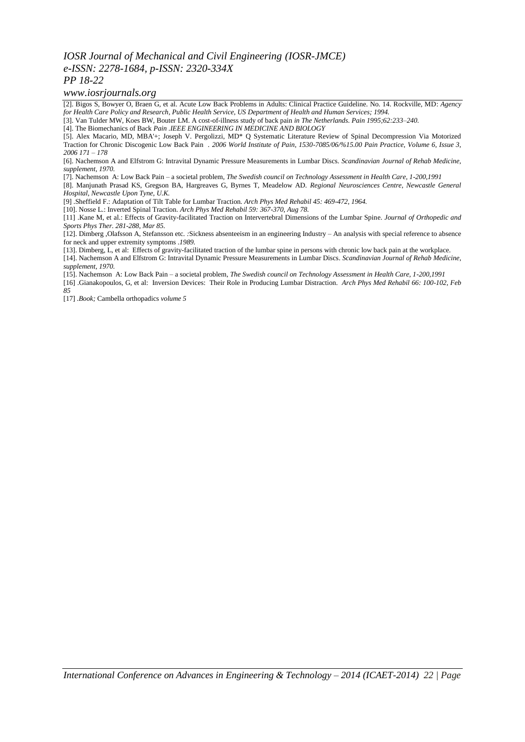[2]. Bigos S, Bowyer O, Braen G, et al. Acute Low Back Problems in Adults: Clinical Practice Guideline. No. 14. Rockville, MD: *Agency for Health Care Policy and Research, Public Health Service, US Department of Health and Human Services; 1994.*

[3]. Van Tulder MW, Koes BW, Bouter LM. A cost-of-illness study of back pain *in The Netherlands. Pain 1995;62:233–240.*

[4]. The Biomechanics of Back *Pain .IEEE ENGINEERING IN MEDICINE AND BIOLOGY*

[5]. Alex Macario, MD, MBA'+; Joseph V. Pergolizzi, MD* Q Systematic Literature Review of Spinal Decompression Via Motorized Traction for Chronic Discogenic Low Back Pain . *2006 World Institute of Pain, 1530-7085/06/%15.00 Pain Practice, Volume 6, Issue 3, 2006 171 – 178*

[6]. Nachemson A and Elfstrom G: Intravital Dynamic Pressure Measurements in Lumbar Discs. *Scandinavian Journal of Rehab Medicine, supplement, 1970.*

[7]. Nachemson A: Low Back Pain – a societal problem, *The Swedish council on Technology Assessment in Health Care, 1-200,1991*

[8]. Manjunath Prasad KS, Gregson BA, Hargreaves G, Byrnes T, Meadelow AD. *Regional Neurosciences Centre, Newcastle General Hospital, Newcastle Upon Tyne, U.K.*

[9] .Sheffield F.: Adaptation of Tilt Table for Lumbar Traction. *Arch Phys Med Rehabil 45: 469-472, 1964.*

[10]. Nosse L.: Inverted Spinal Traction. *Arch Phys Med Rehabil 59: 367-370, Aug 78.*

[11] .Kane M, et al.: Effects of Gravity-facilitated Traction on Intervertebral Dimensions of the Lumbar Spine. *Journal of Orthopedic and Sports Phys Ther. 281-288, Mar 85.*

[12]. Dimberg ,Olafsson A, Stefansson etc. :Sickness absenteeism in an engineering Industry – An analysis with special reference to absence for neck and upper extremity symptoms *.1989.*

[13]. Dimberg, L, et al: Effects of gravity-facilitated traction of the lumbar spine in persons with chronic low back pain at the workplace.

[14]. Nachemson A and Elfstrom G: Intravital Dynamic Pressure Measurements in Lumbar Discs. *Scandinavian Journal of Rehab Medicine, supplement, 1970.*

[15]. Nachemson A: Low Back Pain – a societal problem, *The Swedish council on Technology Assessment in Health Care, 1-200,1991*

[16] .Gianakopoulos, G, et al: Inversion Devices: Their Role in Producing Lumbar Distraction. *Arch Phys Med Rehabil 66: 100-102, Feb 85*

[17] .*Book;* Cambella orthopadics *volume 5*